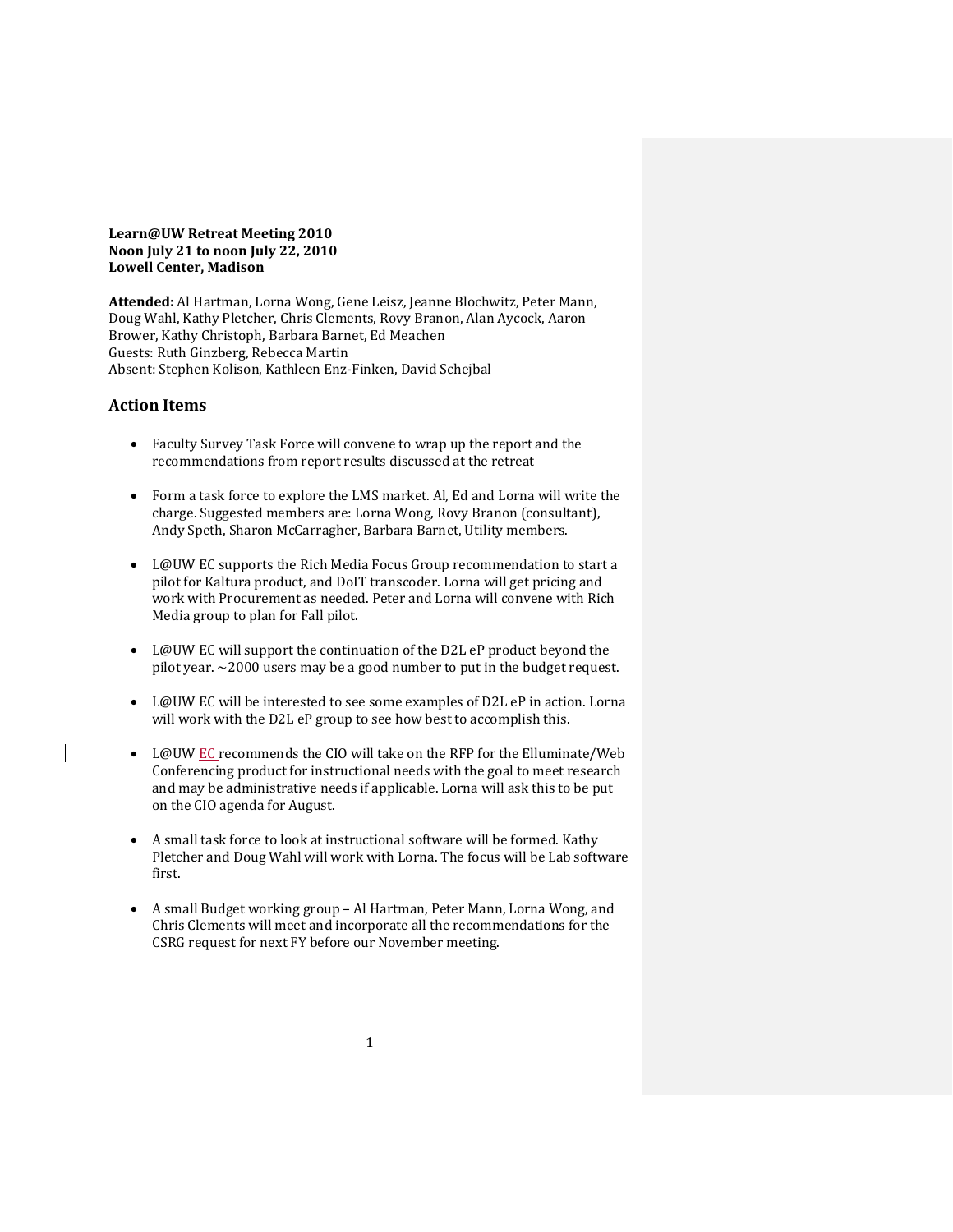**Learn@UW Retreat Meeting 2010**
**Noon July 21 to noon July 22, 2010**
**Lowell Center, Madison**

**Attended:** Al Hartman, Lorna Wong, Gene Leisz, Jeanne Blochwitz, Peter Mann, Doug Wahl, Kathy Pletcher, Chris Clements, Rovy Branon, Alan Aycock, Aaron Brower, Kathy Christoph, Barbara Barnet, Ed Meachen
Guests: Ruth Ginzberg, Rebecca Martin
Absent: Stephen Kolison, Kathleen Enz-Finken, David Schejbal

## Action Items

- Faculty Survey Task Force will convene to wrap up the report and the recommendations from report results discussed at the retreat

- Form a task force to explore the LMS market. Al, Ed and Lorna will write the charge. Suggested members are: Lorna Wong, Rovy Branon (consultant), Andy Speth, Sharon McCarragher, Barbara Barnet, Utility members.

- L@UW EC supports the Rich Media Focus Group recommendation to start a pilot for Kaltura product, and DoIT transcoder. Lorna will get pricing and work with Procurement as needed. Peter and Lorna will convene with Rich Media group to plan for Fall pilot.

- L@UW EC will support the continuation of the D2L eP product beyond the pilot year. ~2000 users may be a good number to put in the budget request.

- L@UW EC will be interested to see some examples of D2L eP in action. Lorna will work with the D2L eP group to see how best to accomplish this.

- L@UW EC recommends the CIO will take on the RFP for the Elluminate/Web Conferencing product for instructional needs with the goal to meet research and may be administrative needs if applicable. Lorna will ask this to be put on the CIO agenda for August.

- A small task force to look at instructional software will be formed. Kathy Pletcher and Doug Wahl will work with Lorna. The focus will be Lab software first.

- A small Budget working group – Al Hartman, Peter Mann, Lorna Wong, and Chris Clements will meet and incorporate all the recommendations for the CSRG request for next FY before our November meeting.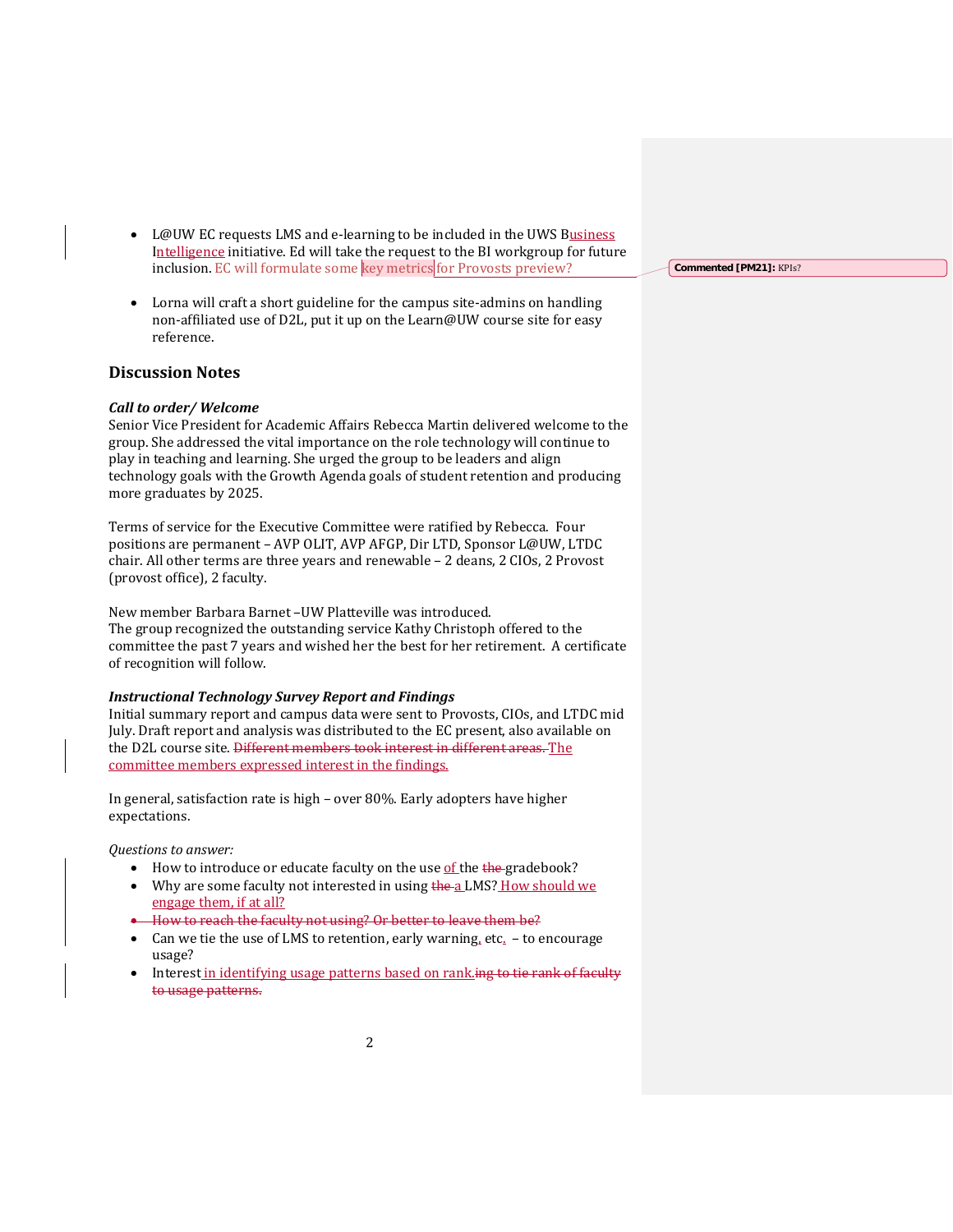- L@UW EC requests LMS and e-learning to be included in the UWS Business Intelligence initiative. Ed will take the request to the BI workgroup for future inclusion. EC will formulate some key metrics for Provosts preview?

- Lorna will craft a short guideline for the campus site-admins on handling non-affiliated use of D2L, put it up on the Learn@UW course site for easy reference.

Commented [PM21]: KPIs?

## Discussion Notes

***Call to order/ Welcome***

Senior Vice President for Academic Affairs Rebecca Martin delivered welcome to the group. She addressed the vital importance on the role technology will continue to play in teaching and learning. She urged the group to be leaders and align technology goals with the Growth Agenda goals of student retention and producing more graduates by 2025.

Terms of service for the Executive Committee were ratified by Rebecca. Four positions are permanent – AVP OLIT, AVP AFGP, Dir LTD, Sponsor L@UW, LTDC chair. All other terms are three years and renewable – 2 deans, 2 CIOs, 2 Provost (provost office), 2 faculty.

New member Barbara Barnet –UW Platteville was introduced.
The group recognized the outstanding service Kathy Christoph offered to the committee the past 7 years and wished her the best for her retirement. A certificate of recognition will follow.

***Instructional Technology Survey Report and Findings***

Initial summary report and campus data were sent to Provosts, CIOs, and LTDC mid July. Draft report and analysis was distributed to the EC present, also available on the D2L course site. ~~Different members took interest in different areas.~~ The committee members expressed interest in the findings.

In general, satisfaction rate is high – over 80%. Early adopters have higher expectations.

*Questions to answer:*

- How to introduce or educate faculty on the use of the ~~the~~ gradebook?
- Why are some faculty not interested in using ~~the~~ a LMS? How should we engage them, if at all?
- ~~How to reach the faculty not using? Or better to leave them be?~~
- Can we tie the use of LMS to retention, early warning, etc. – to encourage usage?
- Interest in identifying usage patterns based on rank.~~ing to tie rank of faculty to usage patterns.~~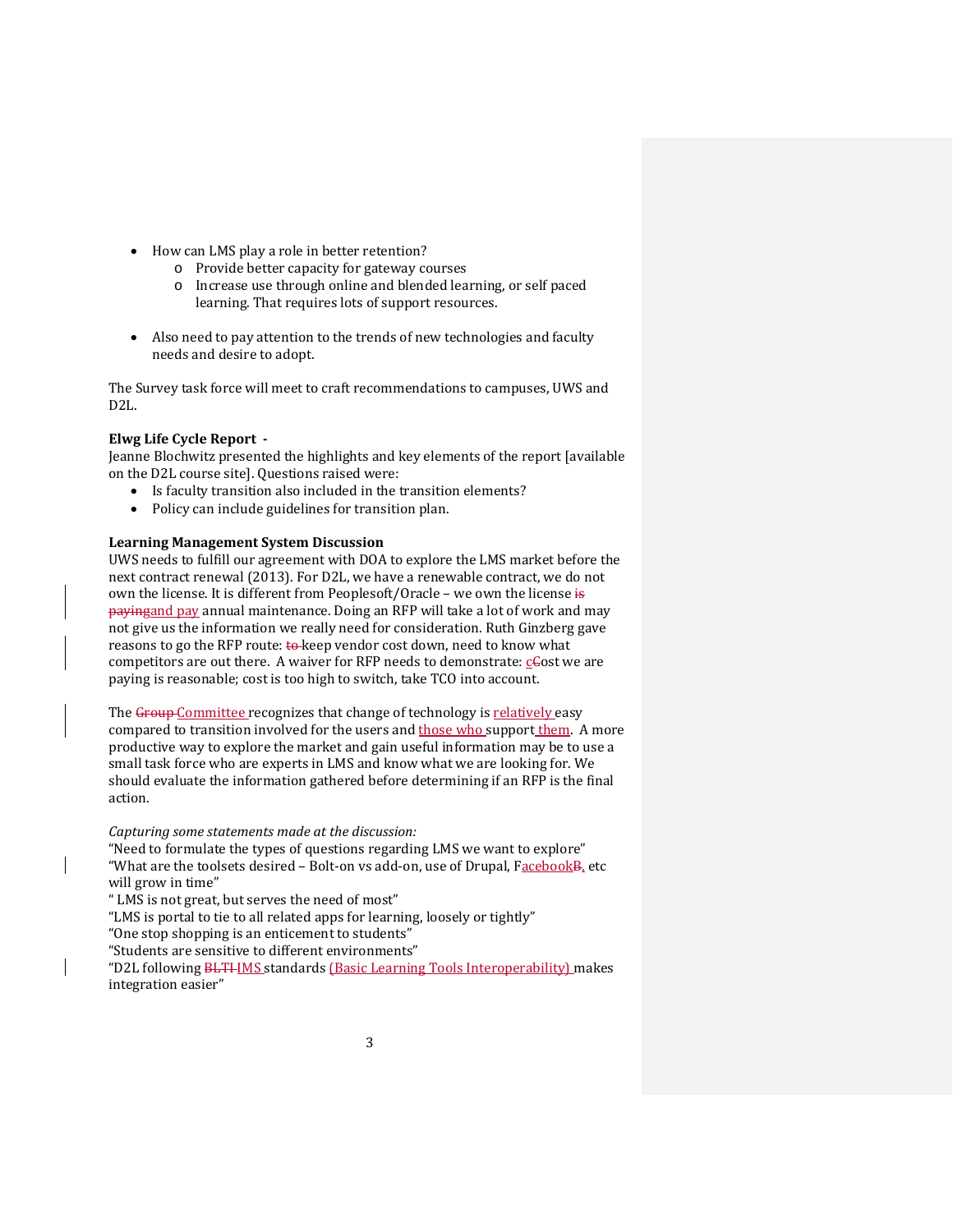- How can LMS play a role in better retention?
  - Provide better capacity for gateway courses
  - Increase use through online and blended learning, or self paced learning. That requires lots of support resources.

- Also need to pay attention to the trends of new technologies and faculty needs and desire to adopt.

The Survey task force will meet to craft recommendations to campuses, UWS and D2L.

**Elwg Life Cycle Report -**
Jeanne Blochwitz presented the highlights and key elements of the report [available on the D2L course site]. Questions raised were:

- Is faculty transition also included in the transition elements?
- Policy can include guidelines for transition plan.

**Learning Management System Discussion**
UWS needs to fulfill our agreement with DOA to explore the LMS market before the next contract renewal (2013). For D2L, we have a renewable contract, we do not own the license. It is different from Peoplesoft/Oracle – we own the license ~~is paying~~and pay annual maintenance. Doing an RFP will take a lot of work and may not give us the information we really need for consideration. Ruth Ginzberg gave reasons to go the RFP route: ~~to~~ keep vendor cost down, need to know what competitors are out there. A waiver for RFP needs to demonstrate: c~~C~~ost we are paying is reasonable; cost is too high to switch, take TCO into account.

The ~~Group~~ Committee recognizes that change of technology is relatively easy compared to transition involved for the users and those who support them. A more productive way to explore the market and gain useful information may be to use a small task force who are experts in LMS and know what we are looking for. We should evaluate the information gathered before determining if an RFP is the final action.

*Capturing some statements made at the discussion:*
"Need to formulate the types of questions regarding LMS we want to explore"
"What are the toolsets desired – Bolt-on vs add-on, use of Drupal, Facebook~~B~~, etc will grow in time"
" LMS is not great, but serves the need of most"
"LMS is portal to tie to all related apps for learning, loosely or tightly"
"One stop shopping is an enticement to students"
"Students are sensitive to different environments"
"D2L following ~~BLTI~~ IMS standards (Basic Learning Tools Interoperability) makes integration easier"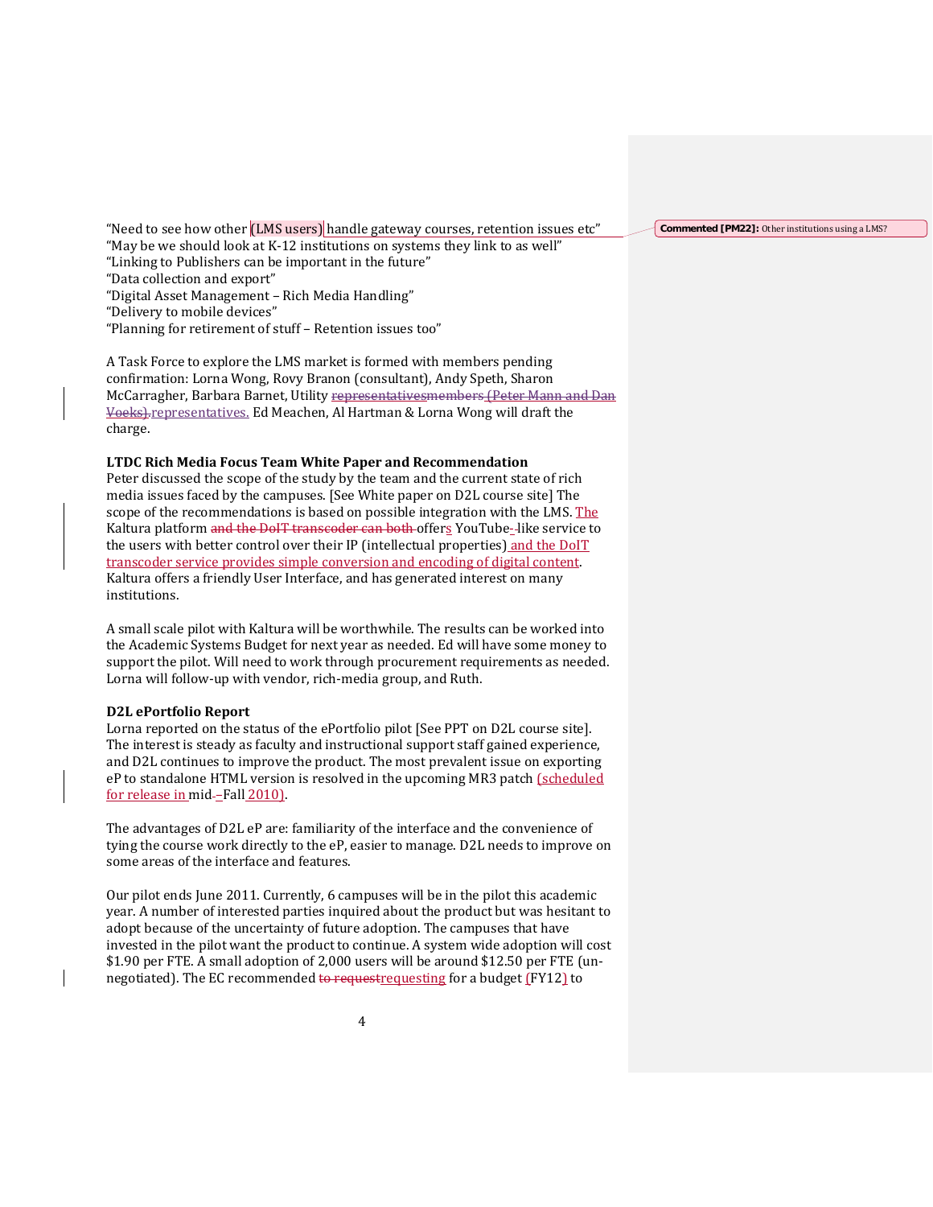"Need to see how other (LMS users) handle gateway courses, retention issues etc"
"May be we should look at K-12 institutions on systems they link to as well"
"Linking to Publishers can be important in the future"
"Data collection and export"
"Digital Asset Management – Rich Media Handling"
"Delivery to mobile devices"
"Planning for retirement of stuff – Retention issues too"

Commented [PM22]: Other institutions using a LMS?

A Task Force to explore the LMS market is formed with members pending confirmation: Lorna Wong, Rovy Branon (consultant), Andy Speth, Sharon McCarragher, Barbara Barnet, Utility ~~representatives~~members ~~(Peter Mann and Dan Voeks).~~representatives. Ed Meachen, Al Hartman & Lorna Wong will draft the charge.

**LTDC Rich Media Focus Team White Paper and Recommendation**
Peter discussed the scope of the study by the team and the current state of rich media issues faced by the campuses. [See White paper on D2L course site] The scope of the recommendations is based on possible integration with the LMS. The Kaltura platform ~~and the DoIT transcoder can both~~ offers YouTube-like service to the users with better control over their IP (intellectual properties) and the DoIT transcoder service provides simple conversion and encoding of digital content. Kaltura offers a friendly User Interface, and has generated interest on many institutions.

A small scale pilot with Kaltura will be worthwhile. The results can be worked into the Academic Systems Budget for next year as needed. Ed will have some money to support the pilot. Will need to work through procurement requirements as needed. Lorna will follow-up with vendor, rich-media group, and Ruth.

**D2L ePortfolio Report**
Lorna reported on the status of the ePortfolio pilot [See PPT on D2L course site]. The interest is steady as faculty and instructional support staff gained experience, and D2L continues to improve the product. The most prevalent issue on exporting eP to standalone HTML version is resolved in the upcoming MR3 patch (scheduled for release in mid–Fall 2010).

The advantages of D2L eP are: familiarity of the interface and the convenience of tying the course work directly to the eP, easier to manage. D2L needs to improve on some areas of the interface and features.

Our pilot ends June 2011. Currently, 6 campuses will be in the pilot this academic year. A number of interested parties inquired about the product but was hesitant to adopt because of the uncertainty of future adoption. The campuses that have invested in the pilot want the product to continue. A system wide adoption will cost $1.90 per FTE. A small adoption of 2,000 users will be around $12.50 per FTE (un-negotiated). The EC recommended ~~to request~~requesting for a budget (FY12) to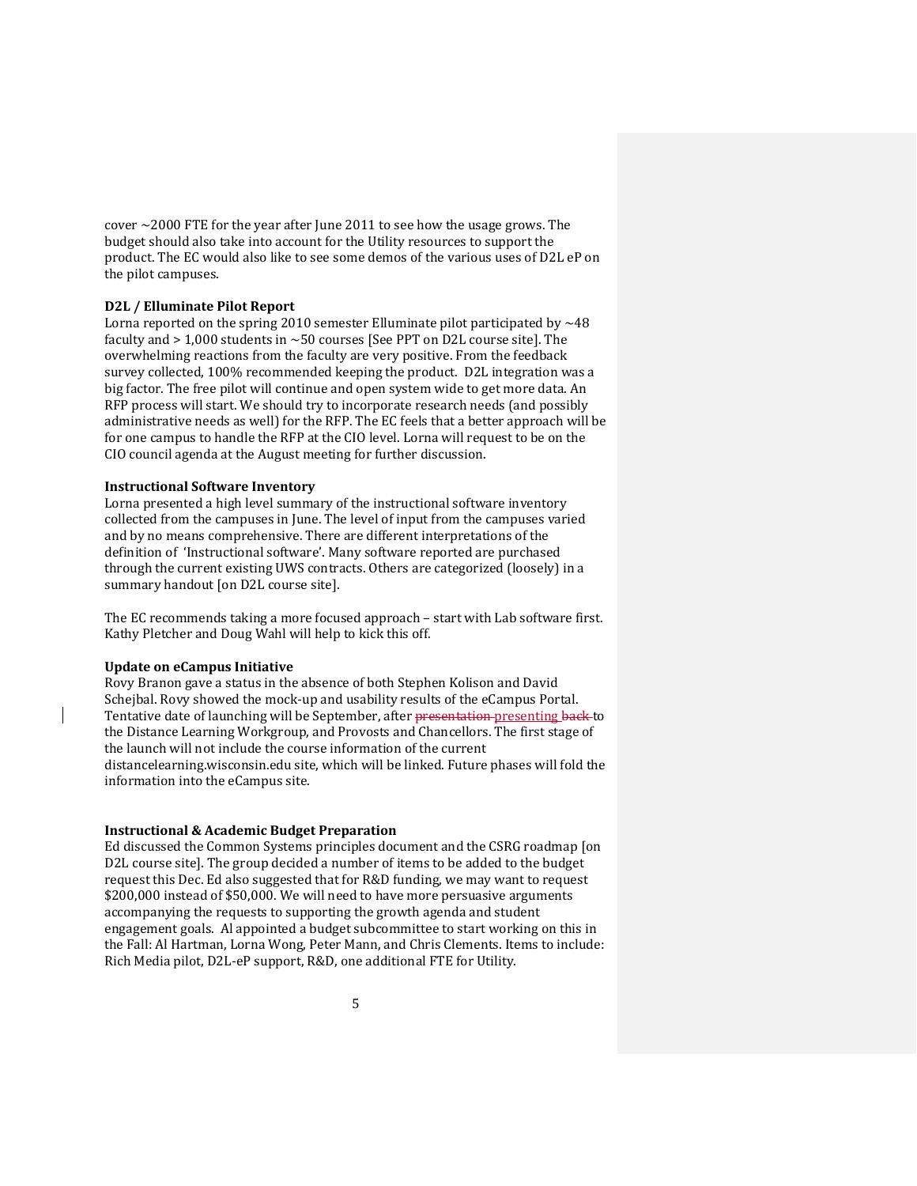cover ~2000 FTE for the year after June 2011 to see how the usage grows. The budget should also take into account for the Utility resources to support the product. The EC would also like to see some demos of the various uses of D2L eP on the pilot campuses.

**D2L / Elluminate Pilot Report**

Lorna reported on the spring 2010 semester Elluminate pilot participated by ~48 faculty and > 1,000 students in ~50 courses [See PPT on D2L course site]. The overwhelming reactions from the faculty are very positive. From the feedback survey collected, 100% recommended keeping the product. D2L integration was a big factor. The free pilot will continue and open system wide to get more data. An RFP process will start. We should try to incorporate research needs (and possibly administrative needs as well) for the RFP. The EC feels that a better approach will be for one campus to handle the RFP at the CIO level. Lorna will request to be on the CIO council agenda at the August meeting for further discussion.

**Instructional Software Inventory**

Lorna presented a high level summary of the instructional software inventory collected from the campuses in June. The level of input from the campuses varied and by no means comprehensive. There are different interpretations of the definition of 'Instructional software'. Many software reported are purchased through the current existing UWS contracts. Others are categorized (loosely) in a summary handout [on D2L course site].

The EC recommends taking a more focused approach – start with Lab software first. Kathy Pletcher and Doug Wahl will help to kick this off.

**Update on eCampus Initiative**

Rovy Branon gave a status in the absence of both Stephen Kolison and David Schejbal. Rovy showed the mock-up and usability results of the eCampus Portal. Tentative date of launching will be September, after ~~presentation~~ presenting ~~back~~ to the Distance Learning Workgroup, and Provosts and Chancellors. The first stage of the launch will not include the course information of the current distancelearning.wisconsin.edu site, which will be linked. Future phases will fold the information into the eCampus site.

**Instructional & Academic Budget Preparation**

Ed discussed the Common Systems principles document and the CSRG roadmap [on D2L course site]. The group decided a number of items to be added to the budget request this Dec. Ed also suggested that for R&D funding, we may want to request $200,000 instead of $50,000. We will need to have more persuasive arguments accompanying the requests to supporting the growth agenda and student engagement goals. Al appointed a budget subcommittee to start working on this in the Fall: Al Hartman, Lorna Wong, Peter Mann, and Chris Clements. Items to include: Rich Media pilot, D2L-eP support, R&D, one additional FTE for Utility.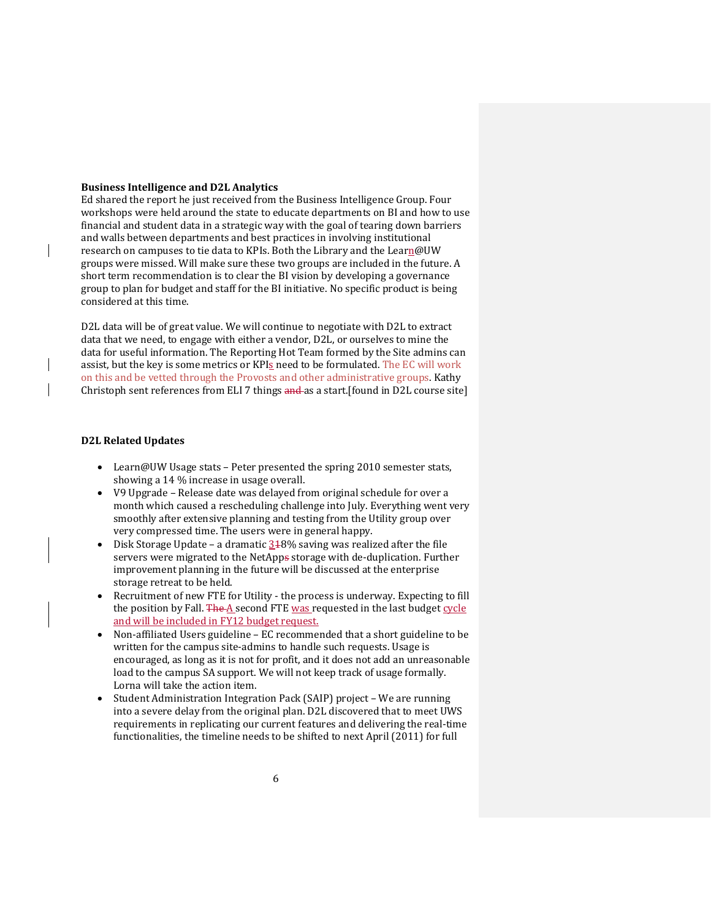**Business Intelligence and D2L Analytics**

Ed shared the report he just received from the Business Intelligence Group. Four workshops were held around the state to educate departments on BI and how to use financial and student data in a strategic way with the goal of tearing down barriers and walls between departments and best practices in involving institutional research on campuses to tie data to KPIs. Both the Library and the Learn@UW groups were missed. Will make sure these two groups are included in the future. A short term recommendation is to clear the BI vision by developing a governance group to plan for budget and staff for the BI initiative. No specific product is being considered at this time.

D2L data will be of great value. We will continue to negotiate with D2L to extract data that we need, to engage with either a vendor, D2L, or ourselves to mine the data for useful information. The Reporting Hot Team formed by the Site admins can assist, but the key is some metrics or KPIs need to be formulated. The EC will work on this and be vetted through the Provosts and other administrative groups. Kathy Christoph sent references from ELI 7 things ~~and~~ as a start.[found in D2L course site]

**D2L Related Updates**

- Learn@UW Usage stats – Peter presented the spring 2010 semester stats, showing a 14 % increase in usage overall.
- V9 Upgrade – Release date was delayed from original schedule for over a month which caused a rescheduling challenge into July. Everything went very smoothly after extensive planning and testing from the Utility group over very compressed time. The users were in general happy.
- Disk Storage Update – a dramatic 3~~1~~8% saving was realized after the file servers were migrated to the NetApp~~s~~ storage with de-duplication. Further improvement planning in the future will be discussed at the enterprise storage retreat to be held.
- Recruitment of new FTE for Utility - the process is underway. Expecting to fill the position by Fall. ~~The~~ A second FTE was requested in the last budget cycle and will be included in FY12 budget request.
- Non-affiliated Users guideline – EC recommended that a short guideline to be written for the campus site-admins to handle such requests. Usage is encouraged, as long as it is not for profit, and it does not add an unreasonable load to the campus SA support. We will not keep track of usage formally. Lorna will take the action item.
- Student Administration Integration Pack (SAIP) project – We are running into a severe delay from the original plan. D2L discovered that to meet UWS requirements in replicating our current features and delivering the real-time functionalities, the timeline needs to be shifted to next April (2011) for full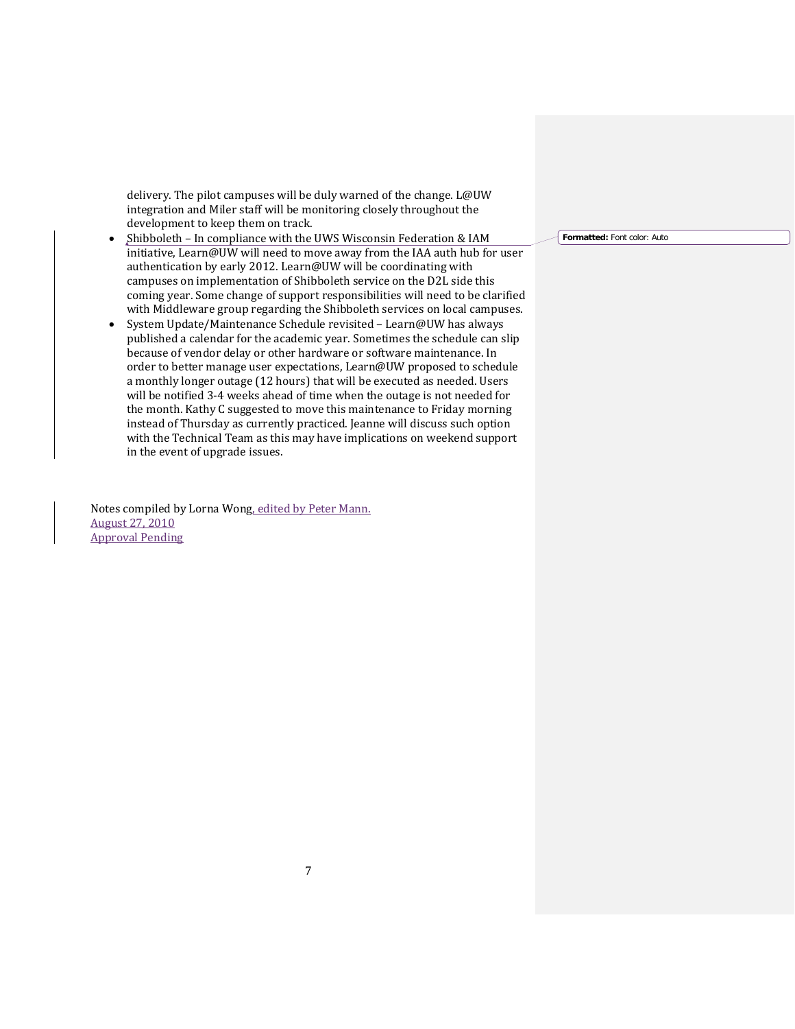delivery. The pilot campuses will be duly warned of the change. L@UW integration and Miler staff will be monitoring closely throughout the development to keep them on track.

- Shibboleth – In compliance with the UWS Wisconsin Federation & IAM initiative, Learn@UW will need to move away from the IAA auth hub for user authentication by early 2012. Learn@UW will be coordinating with campuses on implementation of Shibboleth service on the D2L side this coming year. Some change of support responsibilities will need to be clarified with Middleware group regarding the Shibboleth services on local campuses.
- System Update/Maintenance Schedule revisited – Learn@UW has always published a calendar for the academic year. Sometimes the schedule can slip because of vendor delay or other hardware or software maintenance. In order to better manage user expectations, Learn@UW proposed to schedule a monthly longer outage (12 hours) that will be executed as needed. Users will be notified 3-4 weeks ahead of time when the outage is not needed for the month. Kathy C suggested to move this maintenance to Friday morning instead of Thursday as currently practiced. Jeanne will discuss such option with the Technical Team as this may have implications on weekend support in the event of upgrade issues.

Notes compiled by Lorna Wong, edited by Peter Mann.
August 27, 2010
Approval Pending